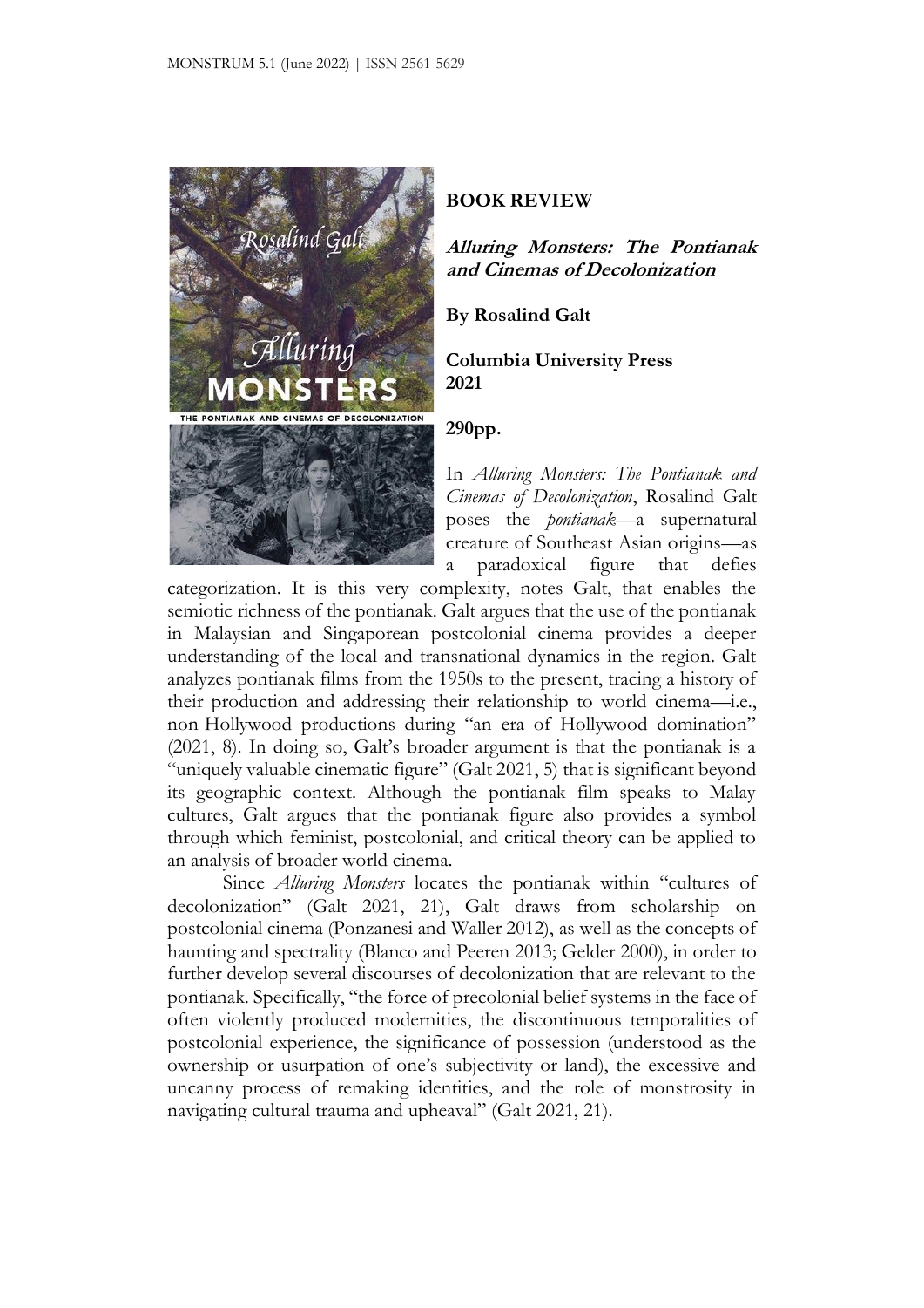**BOOK REVIEW**

***Alluring Monsters: The Pontianak and Cinemas of Decolonization***

**By Rosalind Galt**

**Columbia University Press**
**2021**

**290pp.**

In *Alluring Monsters: The Pontianak and Cinemas of Decolonization*, Rosalind Galt poses the *pontianak*—a supernatural creature of Southeast Asian origins—as a paradoxical figure that defies categorization. It is this very complexity, notes Galt, that enables the semiotic richness of the pontianak. Galt argues that the use of the pontianak in Malaysian and Singaporean postcolonial cinema provides a deeper understanding of the local and transnational dynamics in the region. Galt analyzes pontianak films from the 1950s to the present, tracing a history of their production and addressing their relationship to world cinema—i.e., non-Hollywood productions during "an era of Hollywood domination" (2021, 8). In doing so, Galt's broader argument is that the pontianak is a "uniquely valuable cinematic figure" (Galt 2021, 5) that is significant beyond its geographic context. Although the pontianak film speaks to Malay cultures, Galt argues that the pontianak figure also provides a symbol through which feminist, postcolonial, and critical theory can be applied to an analysis of broader world cinema.

Since *Alluring Monsters* locates the pontianak within "cultures of decolonization" (Galt 2021, 21), Galt draws from scholarship on postcolonial cinema (Ponzanesi and Waller 2012), as well as the concepts of haunting and spectrality (Blanco and Peeren 2013; Gelder 2000), in order to further develop several discourses of decolonization that are relevant to the pontianak. Specifically, "the force of precolonial belief systems in the face of often violently produced modernities, the discontinuous temporalities of postcolonial experience, the significance of possession (understood as the ownership or usurpation of one's subjectivity or land), the excessive and uncanny process of remaking identities, and the role of monstrosity in navigating cultural trauma and upheaval" (Galt 2021, 21).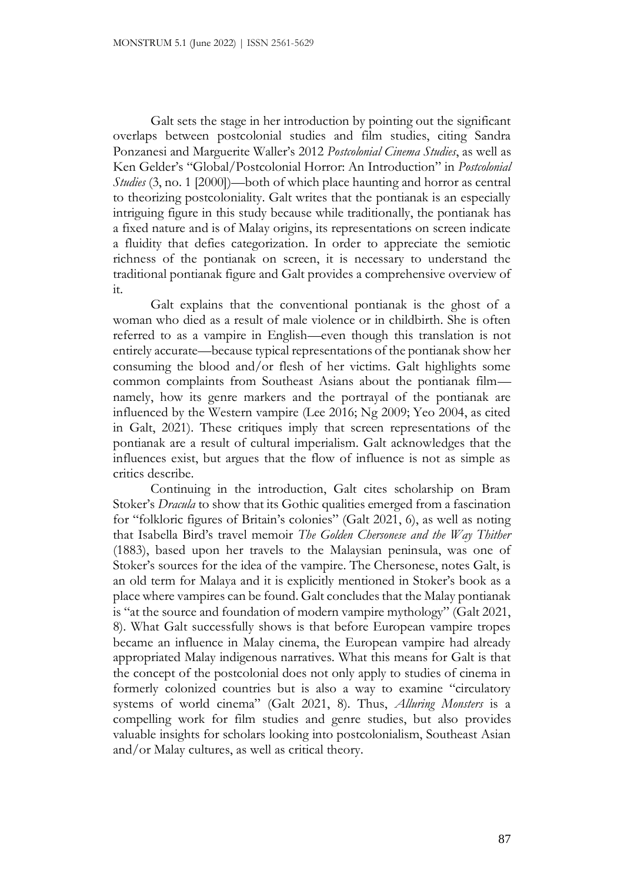Galt sets the stage in her introduction by pointing out the significant overlaps between postcolonial studies and film studies, citing Sandra Ponzanesi and Marguerite Waller's 2012 *Postcolonial Cinema Studies*, as well as Ken Gelder's "Global/Postcolonial Horror: An Introduction" in *Postcolonial Studies* (3, no. 1 [2000])—both of which place haunting and horror as central to theorizing postcoloniality. Galt writes that the pontianak is an especially intriguing figure in this study because while traditionally, the pontianak has a fixed nature and is of Malay origins, its representations on screen indicate a fluidity that defies categorization. In order to appreciate the semiotic richness of the pontianak on screen, it is necessary to understand the traditional pontianak figure and Galt provides a comprehensive overview of it.

Galt explains that the conventional pontianak is the ghost of a woman who died as a result of male violence or in childbirth. She is often referred to as a vampire in English—even though this translation is not entirely accurate—because typical representations of the pontianak show her consuming the blood and/or flesh of her victims. Galt highlights some common complaints from Southeast Asians about the pontianak film—namely, how its genre markers and the portrayal of the pontianak are influenced by the Western vampire (Lee 2016; Ng 2009; Yeo 2004, as cited in Galt, 2021). These critiques imply that screen representations of the pontianak are a result of cultural imperialism. Galt acknowledges that the influences exist, but argues that the flow of influence is not as simple as critics describe.

Continuing in the introduction, Galt cites scholarship on Bram Stoker's *Dracula* to show that its Gothic qualities emerged from a fascination for "folkloric figures of Britain's colonies" (Galt 2021, 6), as well as noting that Isabella Bird's travel memoir *The Golden Chersonese and the Way Thither* (1883), based upon her travels to the Malaysian peninsula, was one of Stoker's sources for the idea of the vampire. The Chersonese, notes Galt, is an old term for Malaya and it is explicitly mentioned in Stoker's book as a place where vampires can be found. Galt concludes that the Malay pontianak is "at the source and foundation of modern vampire mythology" (Galt 2021, 8). What Galt successfully shows is that before European vampire tropes became an influence in Malay cinema, the European vampire had already appropriated Malay indigenous narratives. What this means for Galt is that the concept of the postcolonial does not only apply to studies of cinema in formerly colonized countries but is also a way to examine "circulatory systems of world cinema" (Galt 2021, 8). Thus, *Alluring Monsters* is a compelling work for film studies and genre studies, but also provides valuable insights for scholars looking into postcolonialism, Southeast Asian and/or Malay cultures, as well as critical theory.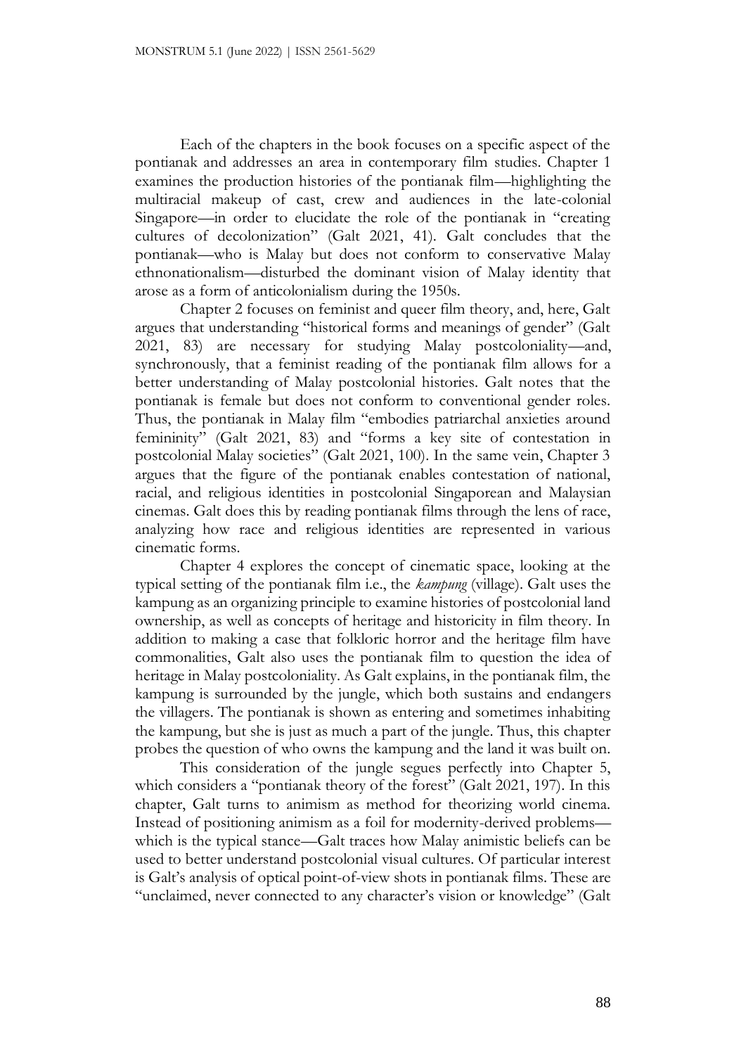Each of the chapters in the book focuses on a specific aspect of the pontianak and addresses an area in contemporary film studies. Chapter 1 examines the production histories of the pontianak film—highlighting the multiracial makeup of cast, crew and audiences in the late-colonial Singapore—in order to elucidate the role of the pontianak in "creating cultures of decolonization" (Galt 2021, 41). Galt concludes that the pontianak—who is Malay but does not conform to conservative Malay ethnonationalism—disturbed the dominant vision of Malay identity that arose as a form of anticolonialism during the 1950s.

Chapter 2 focuses on feminist and queer film theory, and, here, Galt argues that understanding "historical forms and meanings of gender" (Galt 2021, 83) are necessary for studying Malay postcoloniality—and, synchronously, that a feminist reading of the pontianak film allows for a better understanding of Malay postcolonial histories. Galt notes that the pontianak is female but does not conform to conventional gender roles. Thus, the pontianak in Malay film "embodies patriarchal anxieties around femininity" (Galt 2021, 83) and "forms a key site of contestation in postcolonial Malay societies" (Galt 2021, 100). In the same vein, Chapter 3 argues that the figure of the pontianak enables contestation of national, racial, and religious identities in postcolonial Singaporean and Malaysian cinemas. Galt does this by reading pontianak films through the lens of race, analyzing how race and religious identities are represented in various cinematic forms.

Chapter 4 explores the concept of cinematic space, looking at the typical setting of the pontianak film i.e., the *kampung* (village). Galt uses the kampung as an organizing principle to examine histories of postcolonial land ownership, as well as concepts of heritage and historicity in film theory. In addition to making a case that folkloric horror and the heritage film have commonalities, Galt also uses the pontianak film to question the idea of heritage in Malay postcoloniality. As Galt explains, in the pontianak film, the kampung is surrounded by the jungle, which both sustains and endangers the villagers. The pontianak is shown as entering and sometimes inhabiting the kampung, but she is just as much a part of the jungle. Thus, this chapter probes the question of who owns the kampung and the land it was built on.

This consideration of the jungle segues perfectly into Chapter 5, which considers a "pontianak theory of the forest" (Galt 2021, 197). In this chapter, Galt turns to animism as method for theorizing world cinema. Instead of positioning animism as a foil for modernity-derived problems—which is the typical stance—Galt traces how Malay animistic beliefs can be used to better understand postcolonial visual cultures. Of particular interest is Galt's analysis of optical point-of-view shots in pontianak films. These are "unclaimed, never connected to any character's vision or knowledge" (Galt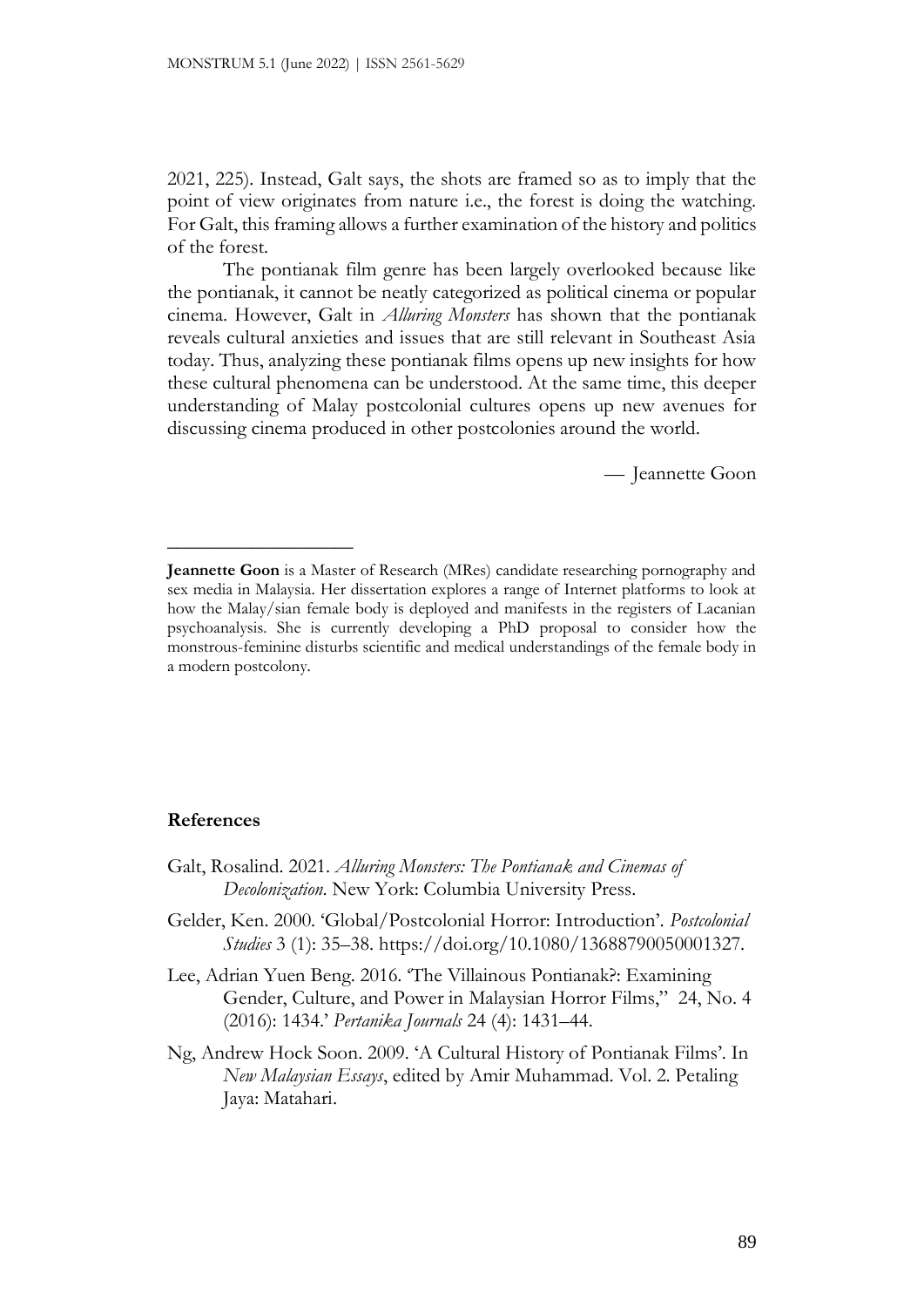2021, 225). Instead, Galt says, the shots are framed so as to imply that the point of view originates from nature i.e., the forest is doing the watching. For Galt, this framing allows a further examination of the history and politics of the forest.

The pontianak film genre has been largely overlooked because like the pontianak, it cannot be neatly categorized as political cinema or popular cinema. However, Galt in *Alluring Monsters* has shown that the pontianak reveals cultural anxieties and issues that are still relevant in Southeast Asia today. Thus, analyzing these pontianak films opens up new insights for how these cultural phenomena can be understood. At the same time, this deeper understanding of Malay postcolonial cultures opens up new avenues for discussing cinema produced in other postcolonies around the world.

— Jeannette Goon

---

**Jeannette Goon** is a Master of Research (MRes) candidate researching pornography and sex media in Malaysia. Her dissertation explores a range of Internet platforms to look at how the Malay/sian female body is deployed and manifests in the registers of Lacanian psychoanalysis. She is currently developing a PhD proposal to consider how the monstrous-feminine disturbs scientific and medical understandings of the female body in a modern postcolony.

### References

Galt, Rosalind. 2021. *Alluring Monsters: The Pontianak and Cinemas of Decolonization*. New York: Columbia University Press.

Gelder, Ken. 2000. 'Global/Postcolonial Horror: Introduction'. *Postcolonial Studies* 3 (1): 35–38. https://doi.org/10.1080/13688790050001327.

Lee, Adrian Yuen Beng. 2016. 'The Villainous Pontianak?: Examining Gender, Culture, and Power in Malaysian Horror Films," 24, No. 4 (2016): 1434.' *Pertanika Journals* 24 (4): 1431–44.

Ng, Andrew Hock Soon. 2009. 'A Cultural History of Pontianak Films'. In *New Malaysian Essays*, edited by Amir Muhammad. Vol. 2. Petaling Jaya: Matahari.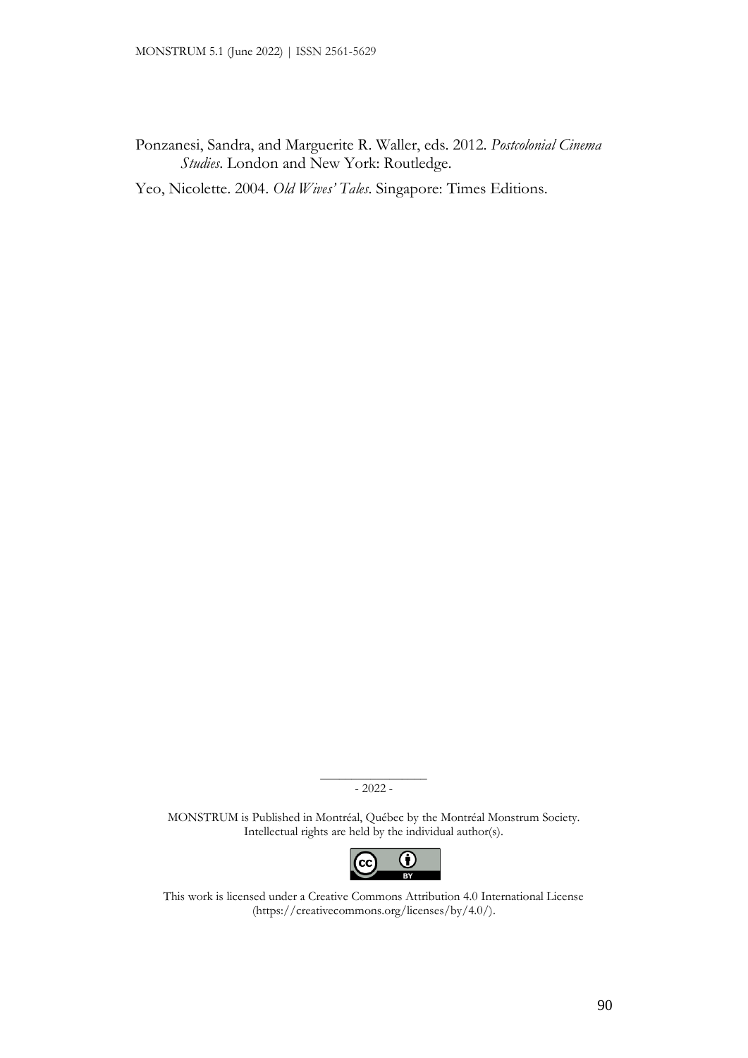Ponzanesi, Sandra, and Marguerite R. Waller, eds. 2012. *Postcolonial Cinema Studies*. London and New York: Routledge.

Yeo, Nicolette. 2004. *Old Wives' Tales*. Singapore: Times Editions.

- 2022 -

MONSTRUM is Published in Montréal, Québec by the Montréal Monstrum Society. Intellectual rights are held by the individual author(s).

This work is licensed under a Creative Commons Attribution 4.0 International License (https://creativecommons.org/licenses/by/4.0/).